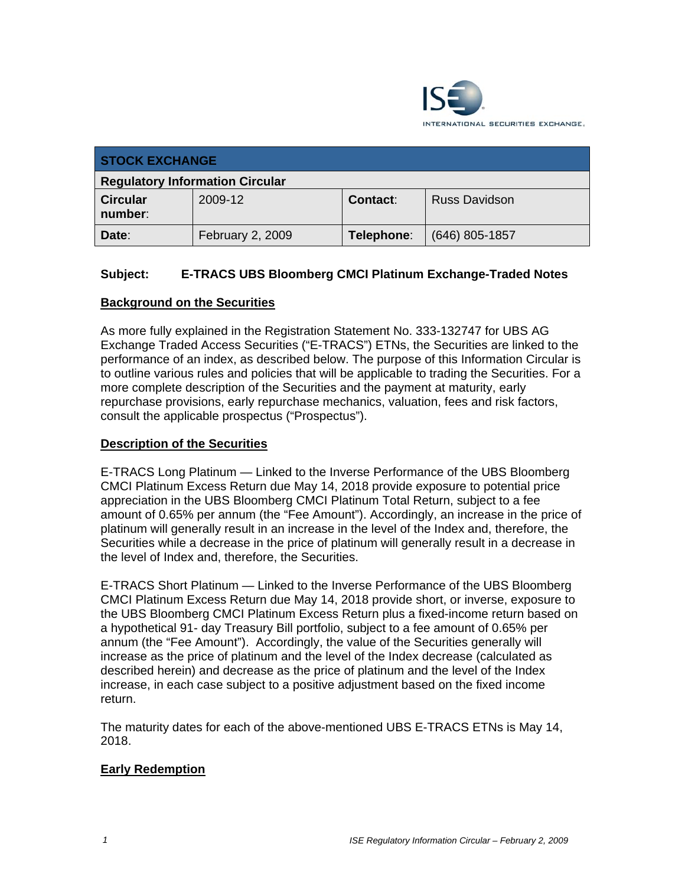INTERNATIONAL SECURITIES EXCHANGE.

| STOCK EXCHANGE | | | |
|---|---|---|---|
| **Regulatory Information Circular** | | | |
| **Circular number**: | 2009-12 | **Contact**: | Russ Davidson |
| **Date**: | February 2, 2009 | **Telephone**: | (646) 805-1857 |

**Subject: E-TRACS UBS Bloomberg CMCI Platinum Exchange-Traded Notes**

## Background on the Securities

As more fully explained in the Registration Statement No. 333-132747 for UBS AG Exchange Traded Access Securities ("E-TRACS") ETNs, the Securities are linked to the performance of an index, as described below. The purpose of this Information Circular is to outline various rules and policies that will be applicable to trading the Securities. For a more complete description of the Securities and the payment at maturity, early repurchase provisions, early repurchase mechanics, valuation, fees and risk factors, consult the applicable prospectus ("Prospectus").

## Description of the Securities

E-TRACS Long Platinum — Linked to the Inverse Performance of the UBS Bloomberg CMCI Platinum Excess Return due May 14, 2018 provide exposure to potential price appreciation in the UBS Bloomberg CMCI Platinum Total Return, subject to a fee amount of 0.65% per annum (the "Fee Amount"). Accordingly, an increase in the price of platinum will generally result in an increase in the level of the Index and, therefore, the Securities while a decrease in the price of platinum will generally result in a decrease in the level of Index and, therefore, the Securities.

E-TRACS Short Platinum — Linked to the Inverse Performance of the UBS Bloomberg CMCI Platinum Excess Return due May 14, 2018 provide short, or inverse, exposure to the UBS Bloomberg CMCI Platinum Excess Return plus a fixed-income return based on a hypothetical 91- day Treasury Bill portfolio, subject to a fee amount of 0.65% per annum (the "Fee Amount"). Accordingly, the value of the Securities generally will increase as the price of platinum and the level of the Index decrease (calculated as described herein) and decrease as the price of platinum and the level of the Index increase, in each case subject to a positive adjustment based on the fixed income return.

The maturity dates for each of the above-mentioned UBS E-TRACS ETNs is May 14, 2018.

## Early Redemption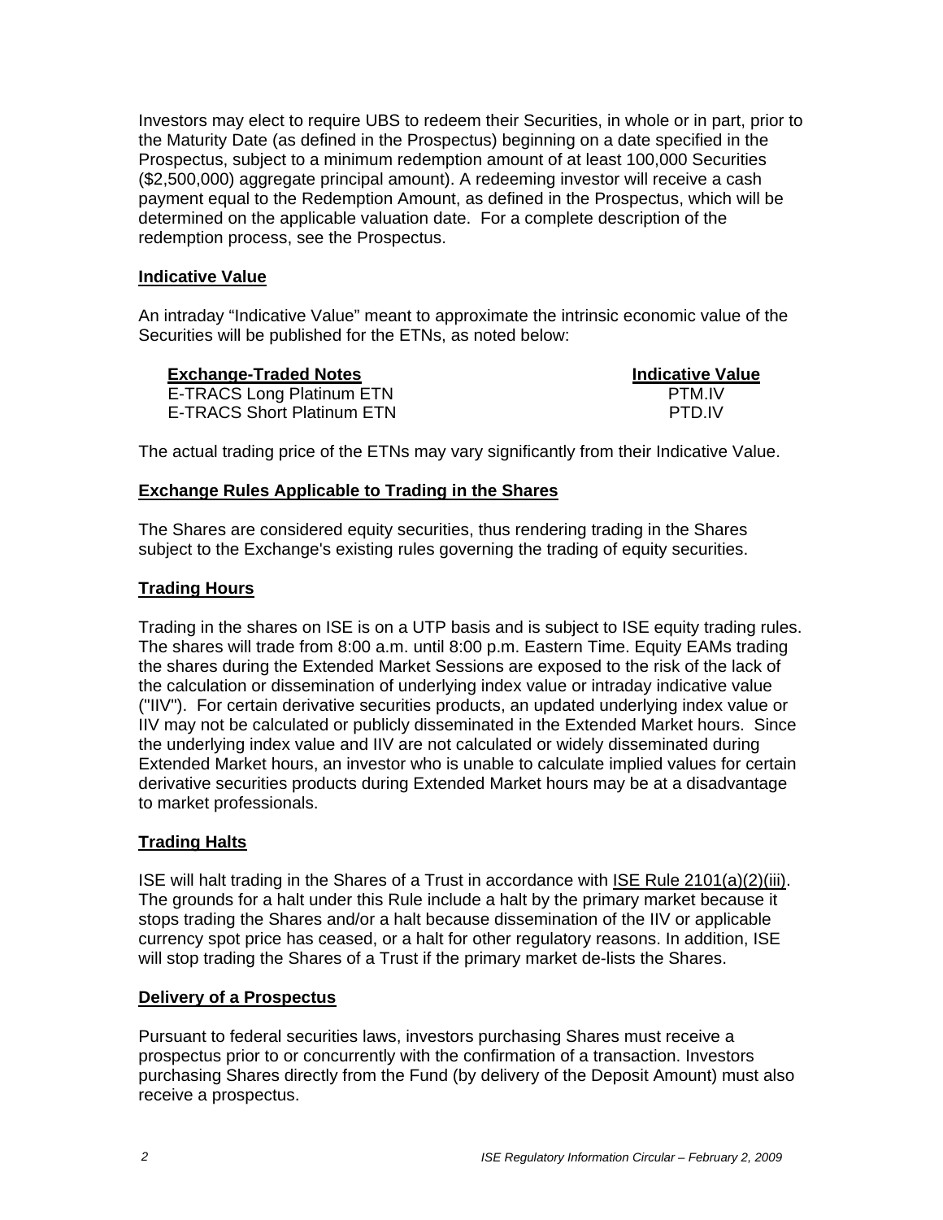Investors may elect to require UBS to redeem their Securities, in whole or in part, prior to the Maturity Date (as defined in the Prospectus) beginning on a date specified in the Prospectus, subject to a minimum redemption amount of at least 100,000 Securities ($2,500,000) aggregate principal amount). A redeeming investor will receive a cash payment equal to the Redemption Amount, as defined in the Prospectus, which will be determined on the applicable valuation date. For a complete description of the redemption process, see the Prospectus.

## Indicative Value

An intraday "Indicative Value" meant to approximate the intrinsic economic value of the Securities will be published for the ETNs, as noted below:

| Exchange-Traded Notes | Indicative Value |
|---|---|
| E-TRACS Long Platinum ETN | PTM.IV |
| E-TRACS Short Platinum ETN | PTD.IV |

The actual trading price of the ETNs may vary significantly from their Indicative Value.

## Exchange Rules Applicable to Trading in the Shares

The Shares are considered equity securities, thus rendering trading in the Shares subject to the Exchange's existing rules governing the trading of equity securities.

## Trading Hours

Trading in the shares on ISE is on a UTP basis and is subject to ISE equity trading rules. The shares will trade from 8:00 a.m. until 8:00 p.m. Eastern Time. Equity EAMs trading the shares during the Extended Market Sessions are exposed to the risk of the lack of the calculation or dissemination of underlying index value or intraday indicative value ("IIV"). For certain derivative securities products, an updated underlying index value or IIV may not be calculated or publicly disseminated in the Extended Market hours. Since the underlying index value and IIV are not calculated or widely disseminated during Extended Market hours, an investor who is unable to calculate implied values for certain derivative securities products during Extended Market hours may be at a disadvantage to market professionals.

## Trading Halts

ISE will halt trading in the Shares of a Trust in accordance with ISE Rule 2101(a)(2)(iii). The grounds for a halt under this Rule include a halt by the primary market because it stops trading the Shares and/or a halt because dissemination of the IIV or applicable currency spot price has ceased, or a halt for other regulatory reasons. In addition, ISE will stop trading the Shares of a Trust if the primary market de-lists the Shares.

## Delivery of a Prospectus

Pursuant to federal securities laws, investors purchasing Shares must receive a prospectus prior to or concurrently with the confirmation of a transaction. Investors purchasing Shares directly from the Fund (by delivery of the Deposit Amount) must also receive a prospectus.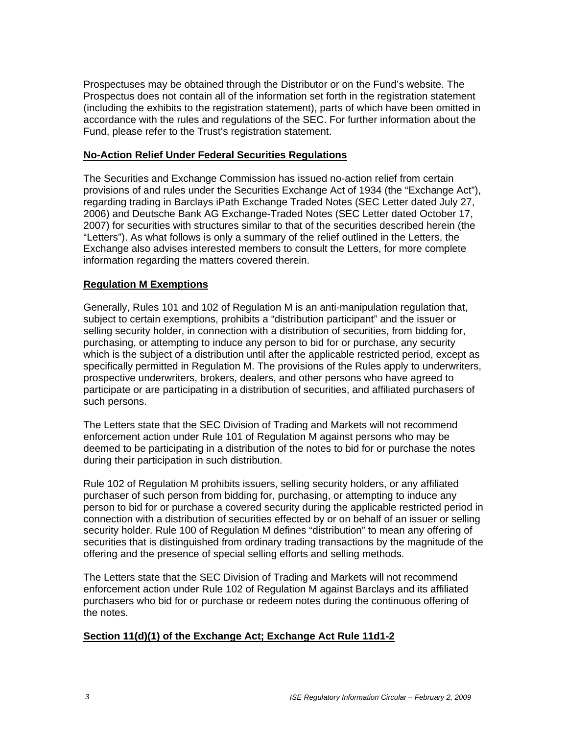Prospectuses may be obtained through the Distributor or on the Fund's website. The Prospectus does not contain all of the information set forth in the registration statement (including the exhibits to the registration statement), parts of which have been omitted in accordance with the rules and regulations of the SEC. For further information about the Fund, please refer to the Trust's registration statement.

## No-Action Relief Under Federal Securities Regulations

The Securities and Exchange Commission has issued no-action relief from certain provisions of and rules under the Securities Exchange Act of 1934 (the "Exchange Act"), regarding trading in Barclays iPath Exchange Traded Notes (SEC Letter dated July 27, 2006) and Deutsche Bank AG Exchange-Traded Notes (SEC Letter dated October 17, 2007) for securities with structures similar to that of the securities described herein (the "Letters"). As what follows is only a summary of the relief outlined in the Letters, the Exchange also advises interested members to consult the Letters, for more complete information regarding the matters covered therein.

## Regulation M Exemptions

Generally, Rules 101 and 102 of Regulation M is an anti-manipulation regulation that, subject to certain exemptions, prohibits a "distribution participant" and the issuer or selling security holder, in connection with a distribution of securities, from bidding for, purchasing, or attempting to induce any person to bid for or purchase, any security which is the subject of a distribution until after the applicable restricted period, except as specifically permitted in Regulation M. The provisions of the Rules apply to underwriters, prospective underwriters, brokers, dealers, and other persons who have agreed to participate or are participating in a distribution of securities, and affiliated purchasers of such persons.

The Letters state that the SEC Division of Trading and Markets will not recommend enforcement action under Rule 101 of Regulation M against persons who may be deemed to be participating in a distribution of the notes to bid for or purchase the notes during their participation in such distribution.

Rule 102 of Regulation M prohibits issuers, selling security holders, or any affiliated purchaser of such person from bidding for, purchasing, or attempting to induce any person to bid for or purchase a covered security during the applicable restricted period in connection with a distribution of securities effected by or on behalf of an issuer or selling security holder. Rule 100 of Regulation M defines "distribution" to mean any offering of securities that is distinguished from ordinary trading transactions by the magnitude of the offering and the presence of special selling efforts and selling methods.

The Letters state that the SEC Division of Trading and Markets will not recommend enforcement action under Rule 102 of Regulation M against Barclays and its affiliated purchasers who bid for or purchase or redeem notes during the continuous offering of the notes.

## Section 11(d)(1) of the Exchange Act; Exchange Act Rule 11d1-2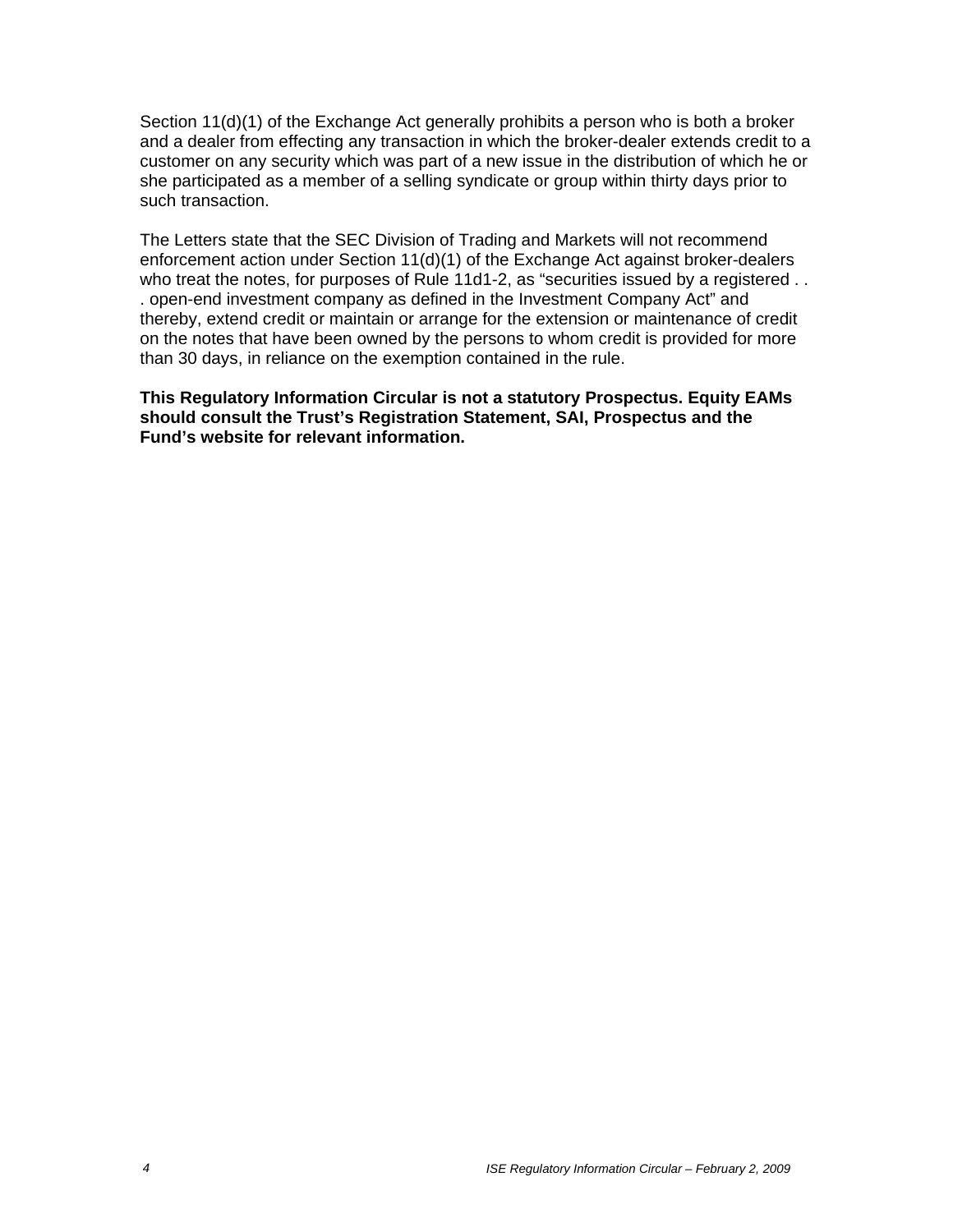Section 11(d)(1) of the Exchange Act generally prohibits a person who is both a broker and a dealer from effecting any transaction in which the broker-dealer extends credit to a customer on any security which was part of a new issue in the distribution of which he or she participated as a member of a selling syndicate or group within thirty days prior to such transaction.

The Letters state that the SEC Division of Trading and Markets will not recommend enforcement action under Section 11(d)(1) of the Exchange Act against broker-dealers who treat the notes, for purposes of Rule 11d1-2, as "securities issued by a registered . . . open-end investment company as defined in the Investment Company Act" and thereby, extend credit or maintain or arrange for the extension or maintenance of credit on the notes that have been owned by the persons to whom credit is provided for more than 30 days, in reliance on the exemption contained in the rule.

**This Regulatory Information Circular is not a statutory Prospectus. Equity EAMs should consult the Trust's Registration Statement, SAI, Prospectus and the Fund's website for relevant information.**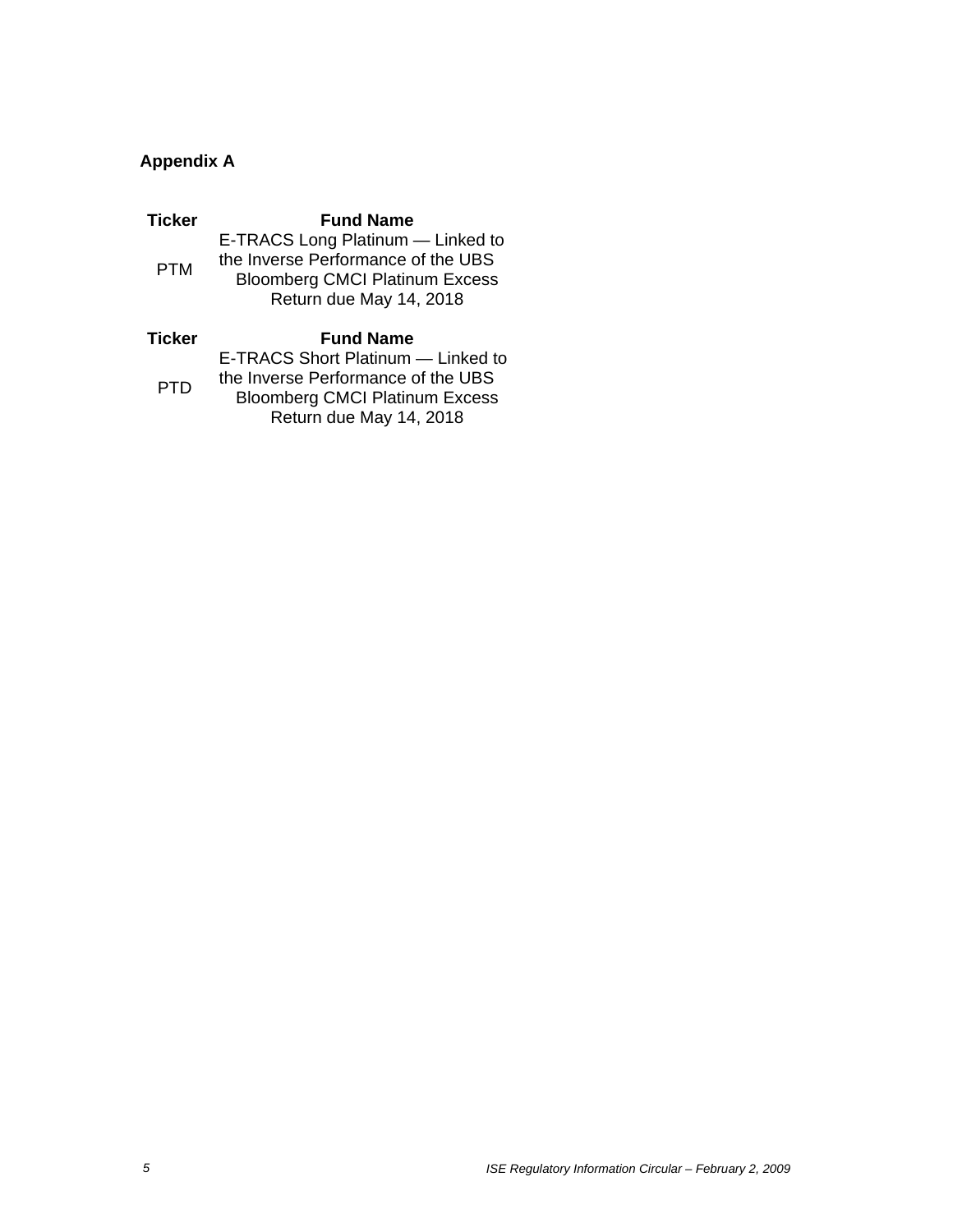**Appendix A**

| Ticker | Fund Name |
|---|---|
| PTM | E-TRACS Long Platinum — Linked to the Inverse Performance of the UBS Bloomberg CMCI Platinum Excess Return due May 14, 2018 |

| Ticker | Fund Name |
|---|---|
| PTD | E-TRACS Short Platinum — Linked to the Inverse Performance of the UBS Bloomberg CMCI Platinum Excess Return due May 14, 2018 |